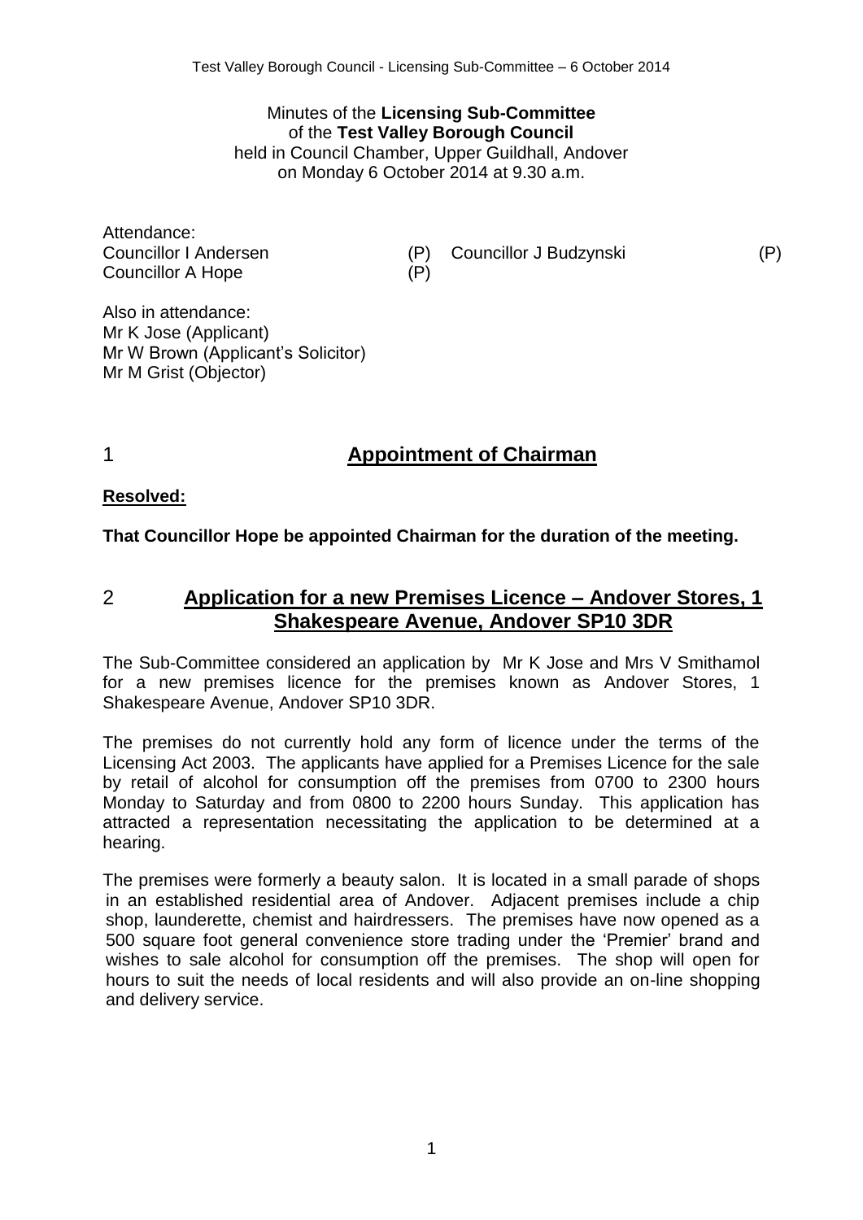Minutes of the **Licensing Sub-Committee**
of the **Test Valley Borough Council**
held in Council Chamber, Upper Guildhall, Andover
on Monday 6 October 2014 at 9.30 a.m.

Attendance:

| | | | |
|---|---|---|---|
| Councillor I Andersen | (P) | Councillor J Budzynski | (P) |
| Councillor A Hope | (P) | | |

Also in attendance:
Mr K Jose (Applicant)
Mr W Brown (Applicant's Solicitor)
Mr M Grist (Objector)

## 1 Appointment of Chairman

**Resolved:**

**That Councillor Hope be appointed Chairman for the duration of the meeting.**

## 2 Application for a new Premises Licence – Andover Stores, 1 Shakespeare Avenue, Andover SP10 3DR

The Sub-Committee considered an application by Mr K Jose and Mrs V Smithamol for a new premises licence for the premises known as Andover Stores, 1 Shakespeare Avenue, Andover SP10 3DR.

The premises do not currently hold any form of licence under the terms of the Licensing Act 2003. The applicants have applied for a Premises Licence for the sale by retail of alcohol for consumption off the premises from 0700 to 2300 hours Monday to Saturday and from 0800 to 2200 hours Sunday. This application has attracted a representation necessitating the application to be determined at a hearing.

The premises were formerly a beauty salon. It is located in a small parade of shops in an established residential area of Andover. Adjacent premises include a chip shop, launderette, chemist and hairdressers. The premises have now opened as a 500 square foot general convenience store trading under the 'Premier' brand and wishes to sale alcohol for consumption off the premises. The shop will open for hours to suit the needs of local residents and will also provide an on-line shopping and delivery service.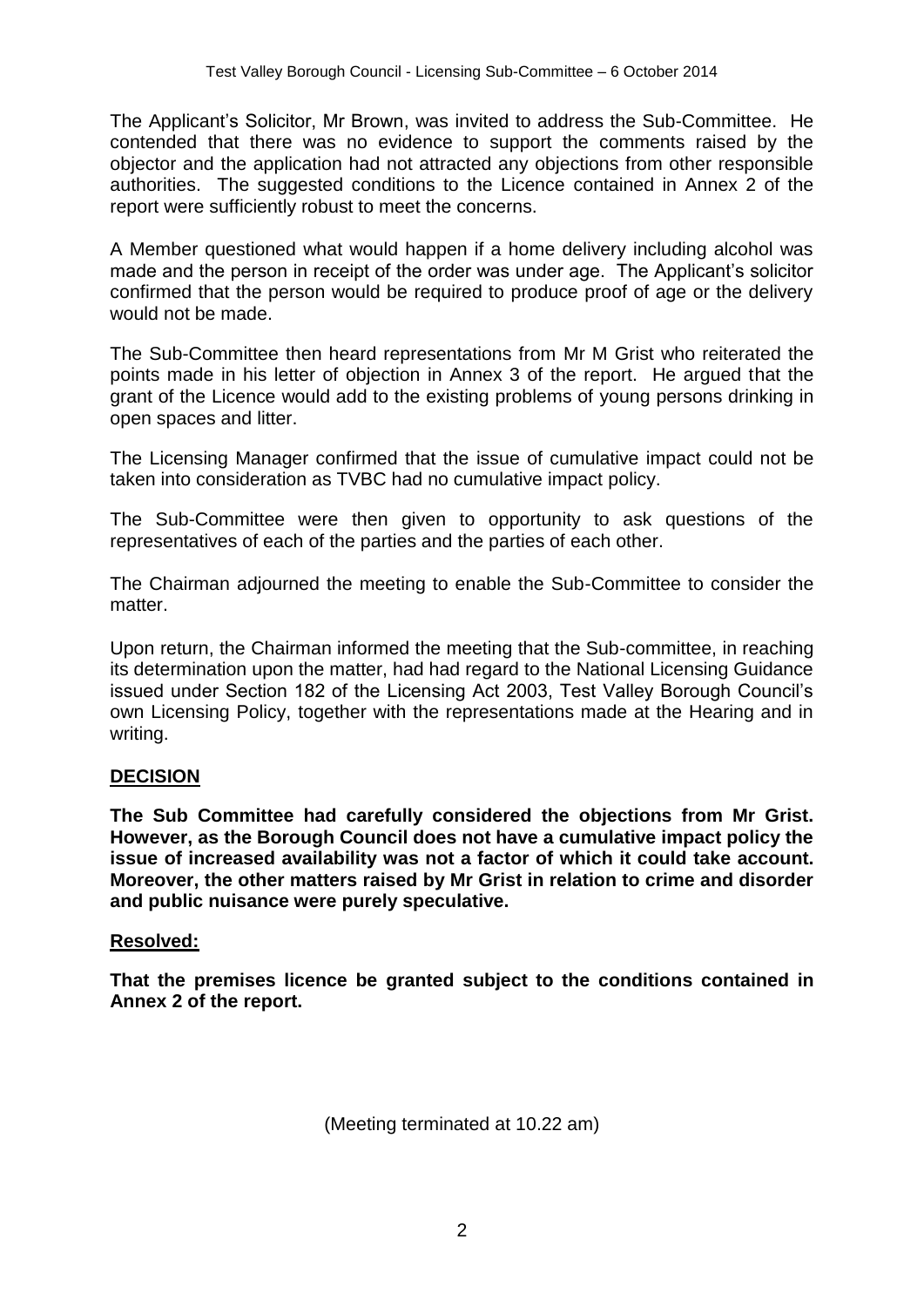The Applicant's Solicitor, Mr Brown, was invited to address the Sub-Committee. He contended that there was no evidence to support the comments raised by the objector and the application had not attracted any objections from other responsible authorities. The suggested conditions to the Licence contained in Annex 2 of the report were sufficiently robust to meet the concerns.

A Member questioned what would happen if a home delivery including alcohol was made and the person in receipt of the order was under age. The Applicant's solicitor confirmed that the person would be required to produce proof of age or the delivery would not be made.

The Sub-Committee then heard representations from Mr M Grist who reiterated the points made in his letter of objection in Annex 3 of the report. He argued that the grant of the Licence would add to the existing problems of young persons drinking in open spaces and litter.

The Licensing Manager confirmed that the issue of cumulative impact could not be taken into consideration as TVBC had no cumulative impact policy.

The Sub-Committee were then given to opportunity to ask questions of the representatives of each of the parties and the parties of each other.

The Chairman adjourned the meeting to enable the Sub-Committee to consider the matter.

Upon return, the Chairman informed the meeting that the Sub-committee, in reaching its determination upon the matter, had had regard to the National Licensing Guidance issued under Section 182 of the Licensing Act 2003, Test Valley Borough Council's own Licensing Policy, together with the representations made at the Hearing and in writing.

**DECISION**

**The Sub Committee had carefully considered the objections from Mr Grist. However, as the Borough Council does not have a cumulative impact policy the issue of increased availability was not a factor of which it could take account. Moreover, the other matters raised by Mr Grist in relation to crime and disorder and public nuisance were purely speculative.**

**Resolved:**

**That the premises licence be granted subject to the conditions contained in Annex 2 of the report.**

(Meeting terminated at 10.22 am)